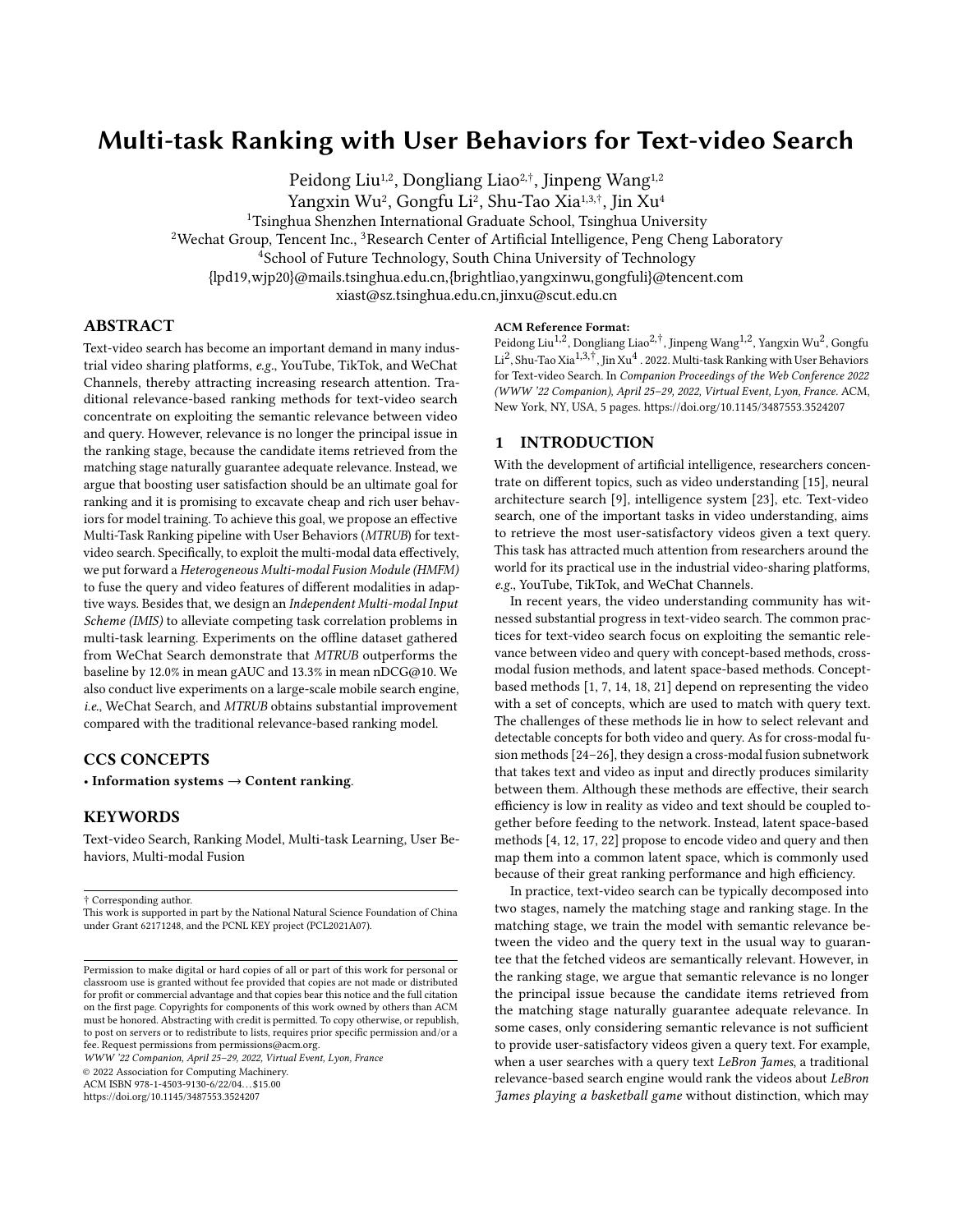# Multi-task Ranking with User Behaviors for Text-video Search

Peidong Liu[1,2], Dongliang Liao[2,†], Jinpeng Wang[1,2]
Yangxin Wu[2], Gongfu Li[2], Shu-Tao Xia[1,3,†], Jin Xu[4]
[1]Tsinghua Shenzhen International Graduate School, Tsinghua University
[2]Wechat Group, Tencent Inc., [3]Research Center of Artificial Intelligence, Peng Cheng Laboratory
[4]School of Future Technology, South China University of Technology
{lpd19,wjp20}@mails.tsinghua.edu.cn,{brightliao,yangxinwu,gongfuli}@tencent.com
xiast@sz.tsinghua.edu.cn,jinxu@scut.edu.cn

## ABSTRACT

Text-video search has become an important demand in many industrial video sharing platforms, *e.g.*, YouTube, TikTok, and WeChat Channels, thereby attracting increasing research attention. Traditional relevance-based ranking methods for text-video search concentrate on exploiting the semantic relevance between video and query. However, relevance is no longer the principal issue in the ranking stage, because the candidate items retrieved from the matching stage naturally guarantee adequate relevance. Instead, we argue that boosting user satisfaction should be an ultimate goal for ranking and it is promising to excavate cheap and rich user behaviors for model training. To achieve this goal, we propose an effective Multi-Task Ranking pipeline with User Behaviors (*MTRUB*) for text-video search. Specifically, to exploit the multi-modal data effectively, we put forward a *Heterogeneous Multi-modal Fusion Module (HMFM)* to fuse the query and video features of different modalities in adaptive ways. Besides that, we design an *Independent Multi-modal Input Scheme (IMIS)* to alleviate competing task correlation problems in multi-task learning. Experiments on the offline dataset gathered from WeChat Search demonstrate that *MTRUB* outperforms the baseline by 12.0% in mean gAUC and 13.3% in mean nDCG@10. We also conduct live experiments on a large-scale mobile search engine, *i.e.*, WeChat Search, and *MTRUB* obtains substantial improvement compared with the traditional relevance-based ranking model.

## CCS CONCEPTS

• **Information systems → Content ranking**.

## KEYWORDS

Text-video Search, Ranking Model, Multi-task Learning, User Behaviors, Multi-modal Fusion

† Corresponding author.
This work is supported in part by the National Natural Science Foundation of China under Grant 62171248, and the PCNL KEY project (PCL2021A07).

Permission to make digital or hard copies of all or part of this work for personal or classroom use is granted without fee provided that copies are not made or distributed for profit or commercial advantage and that copies bear this notice and the full citation on the first page. Copyrights for components of this work owned by others than ACM must be honored. Abstracting with credit is permitted. To copy otherwise, or republish, to post on servers or to redistribute to lists, requires prior specific permission and/or a fee. Request permissions from permissions@acm.org.
*WWW '22 Companion, April 25–29, 2022, Virtual Event, Lyon, France*
© 2022 Association for Computing Machinery.
ACM ISBN 978-1-4503-9130-6/22/04...$15.00
https://doi.org/10.1145/3487553.3524207

**ACM Reference Format:**
Peidong Liu[1,2], Dongliang Liao[2,†], Jinpeng Wang[1,2], Yangxin Wu[2], Gongfu Li[2], Shu-Tao Xia[1,3,†], Jin Xu[4] . 2022. Multi-task Ranking with User Behaviors for Text-video Search. In *Companion Proceedings of the Web Conference 2022 (WWW '22 Companion), April 25–29, 2022, Virtual Event, Lyon, France.* ACM, New York, NY, USA, 5 pages. https://doi.org/10.1145/3487553.3524207

## 1 INTRODUCTION

With the development of artificial intelligence, researchers concentrate on different topics, such as video understanding [15], neural architecture search [9], intelligence system [23], etc. Text-video search, one of the important tasks in video understanding, aims to retrieve the most user-satisfactory videos given a text query. This task has attracted much attention from researchers around the world for its practical use in the industrial video-sharing platforms, *e.g.*, YouTube, TikTok, and WeChat Channels.

In recent years, the video understanding community has witnessed substantial progress in text-video search. The common practices for text-video search focus on exploiting the semantic relevance between video and query with concept-based methods, cross-modal fusion methods, and latent space-based methods. Concept-based methods [1, 7, 14, 18, 21] depend on representing the video with a set of concepts, which are used to match with query text. The challenges of these methods lie in how to select relevant and detectable concepts for both video and query. As for cross-modal fusion methods [24–26], they design a cross-modal fusion subnetwork that takes text and video as input and directly produces similarity between them. Although these methods are effective, their search efficiency is low in reality as video and text should be coupled together before feeding to the network. Instead, latent space-based methods [4, 12, 17, 22] propose to encode video and query and then map them into a common latent space, which is commonly used because of their great ranking performance and high efficiency.

In practice, text-video search can be typically decomposed into two stages, namely the matching stage and ranking stage. In the matching stage, we train the model with semantic relevance between the video and the query text in the usual way to guarantee that the fetched videos are semantically relevant. However, in the ranking stage, we argue that semantic relevance is no longer the principal issue because the candidate items retrieved from the matching stage naturally guarantee adequate relevance. In some cases, only considering semantic relevance is not sufficient to provide user-satisfactory videos given a query text. For example, when a user searches with a query text *LeBron James*, a traditional relevance-based search engine would rank the videos about *LeBron James playing a basketball game* without distinction, which may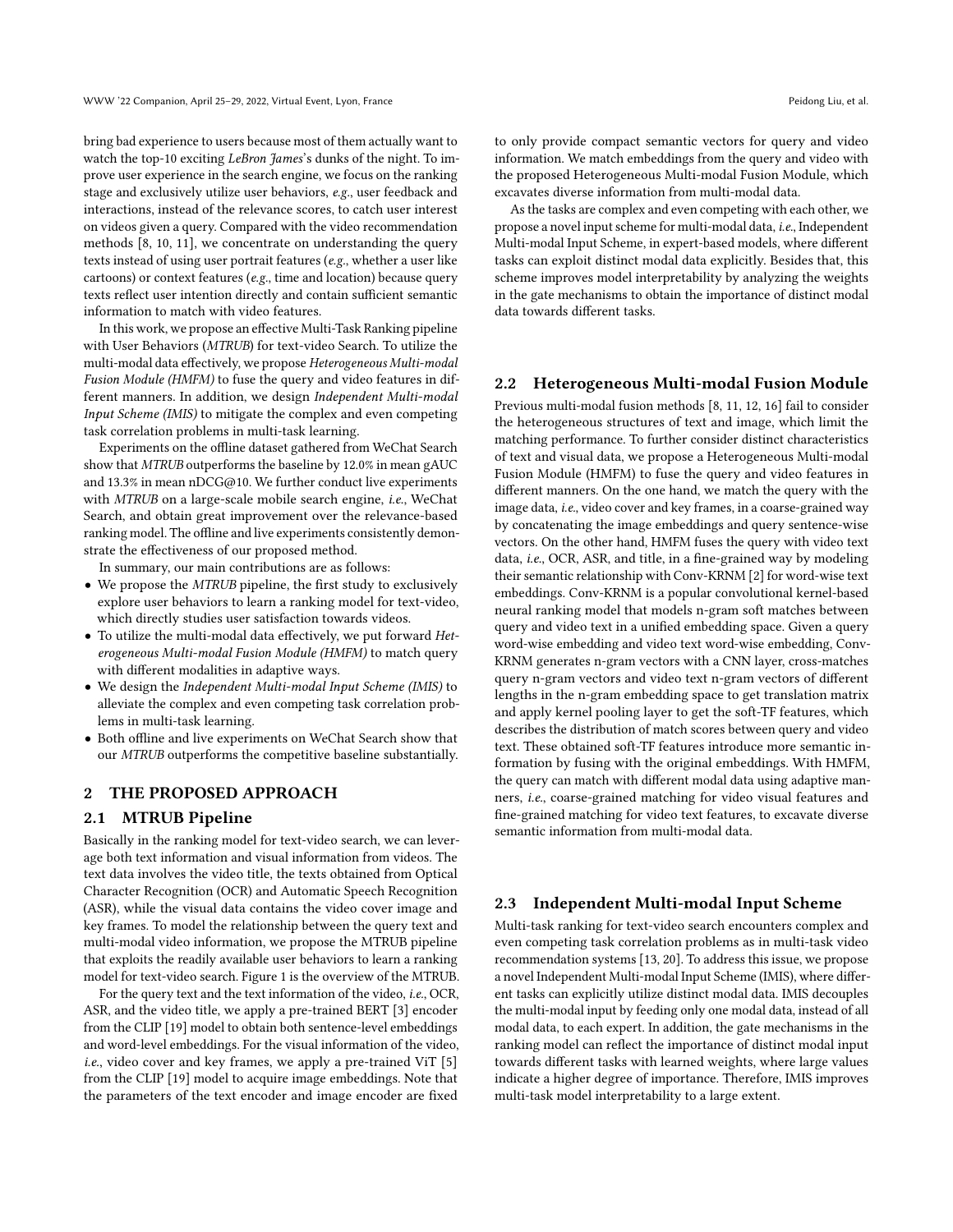bring bad experience to users because most of them actually want to watch the top-10 exciting *LeBron James*'s dunks of the night. To improve user experience in the search engine, we focus on the ranking stage and exclusively utilize user behaviors, *e.g.*, user feedback and interactions, instead of the relevance scores, to catch user interest on videos given a query. Compared with the video recommendation methods [8, 10, 11], we concentrate on understanding the query texts instead of using user portrait features (*e.g.*, whether a user like cartoons) or context features (*e.g.*, time and location) because query texts reflect user intention directly and contain sufficient semantic information to match with video features.

In this work, we propose an effective Multi-Task Ranking pipeline with User Behaviors (*MTRUB*) for text-video Search. To utilize the multi-modal data effectively, we propose *Heterogeneous Multi-modal Fusion Module (HMFM)* to fuse the query and video features in different manners. In addition, we design *Independent Multi-modal Input Scheme (IMIS)* to mitigate the complex and even competing task correlation problems in multi-task learning.

Experiments on the offline dataset gathered from WeChat Search show that *MTRUB* outperforms the baseline by 12.0% in mean gAUC and 13.3% in mean nDCG@10. We further conduct live experiments with *MTRUB* on a large-scale mobile search engine, *i.e.*, WeChat Search, and obtain great improvement over the relevance-based ranking model. The offline and live experiments consistently demonstrate the effectiveness of our proposed method.

In summary, our main contributions are as follows:

- We propose the *MTRUB* pipeline, the first study to exclusively explore user behaviors to learn a ranking model for text-video, which directly studies user satisfaction towards videos.
- To utilize the multi-modal data effectively, we put forward *Heterogeneous Multi-modal Fusion Module (HMFM)* to match query with different modalities in adaptive ways.
- We design the *Independent Multi-modal Input Scheme (IMIS)* to alleviate the complex and even competing task correlation problems in multi-task learning.
- Both offline and live experiments on WeChat Search show that our *MTRUB* outperforms the competitive baseline substantially.

## 2 THE PROPOSED APPROACH

### 2.1 MTRUB Pipeline

Basically in the ranking model for text-video search, we can leverage both text information and visual information from videos. The text data involves the video title, the texts obtained from Optical Character Recognition (OCR) and Automatic Speech Recognition (ASR), while the visual data contains the video cover image and key frames. To model the relationship between the query text and multi-modal video information, we propose the MTRUB pipeline that exploits the readily available user behaviors to learn a ranking model for text-video search. Figure 1 is the overview of the MTRUB.

For the query text and the text information of the video, *i.e.*, OCR, ASR, and the video title, we apply a pre-trained BERT [3] encoder from the CLIP [19] model to obtain both sentence-level embeddings and word-level embeddings. For the visual information of the video, *i.e.*, video cover and key frames, we apply a pre-trained ViT [5] from the CLIP [19] model to acquire image embeddings. Note that the parameters of the text encoder and image encoder are fixed to only provide compact semantic vectors for query and video information. We match embeddings from the query and video with the proposed Heterogeneous Multi-modal Fusion Module, which excavates diverse information from multi-modal data.

As the tasks are complex and even competing with each other, we propose a novel input scheme for multi-modal data, *i.e.*, Independent Multi-modal Input Scheme, in expert-based models, where different tasks can exploit distinct modal data explicitly. Besides that, this scheme improves model interpretability by analyzing the weights in the gate mechanisms to obtain the importance of distinct modal data towards different tasks.

### 2.2 Heterogeneous Multi-modal Fusion Module

Previous multi-modal fusion methods [8, 11, 12, 16] fail to consider the heterogeneous structures of text and image, which limit the matching performance. To further consider distinct characteristics of text and visual data, we propose a Heterogeneous Multi-modal Fusion Module (HMFM) to fuse the query and video features in different manners. On the one hand, we match the query with the image data, *i.e.*, video cover and key frames, in a coarse-grained way by concatenating the image embeddings and query sentence-wise vectors. On the other hand, HMFM fuses the query with video text data, *i.e.*, OCR, ASR, and title, in a fine-grained way by modeling their semantic relationship with Conv-KRNM [2] for word-wise text embeddings. Conv-KRNM is a popular convolutional kernel-based neural ranking model that models n-gram soft matches between query and video text in a unified embedding space. Given a query word-wise embedding and video text word-wise embedding, Conv-KRNM generates n-gram vectors with a CNN layer, cross-matches query n-gram vectors and video text n-gram vectors of different lengths in the n-gram embedding space to get translation matrix and apply kernel pooling layer to get the soft-TF features, which describes the distribution of match scores between query and video text. These obtained soft-TF features introduce more semantic information by fusing with the original embeddings. With HMFM, the query can match with different modal data using adaptive manners, *i.e.*, coarse-grained matching for video visual features and fine-grained matching for video text features, to excavate diverse semantic information from multi-modal data.

### 2.3 Independent Multi-modal Input Scheme

Multi-task ranking for text-video search encounters complex and even competing task correlation problems as in multi-task video recommendation systems [13, 20]. To address this issue, we propose a novel Independent Multi-modal Input Scheme (IMIS), where different tasks can explicitly utilize distinct modal data. IMIS decouples the multi-modal input by feeding only one modal data, instead of all modal data, to each expert. In addition, the gate mechanisms in the ranking model can reflect the importance of distinct modal input towards different tasks with learned weights, where large values indicate a higher degree of importance. Therefore, IMIS improves multi-task model interpretability to a large extent.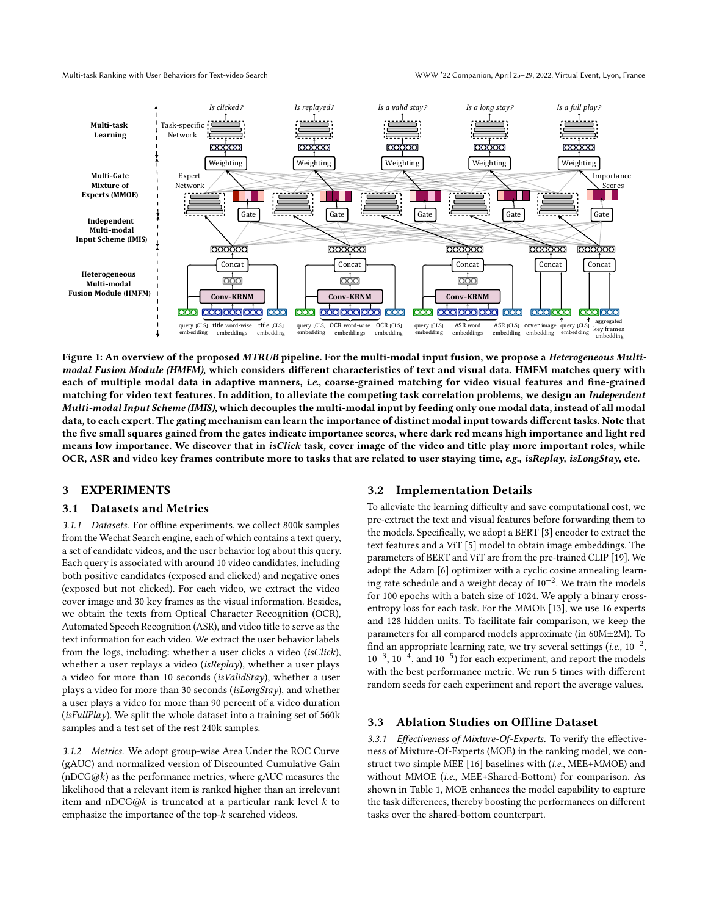Figure 1: An overview of the proposed *MTRUB* pipeline. For the multi-modal input fusion, we propose a *Heterogeneous Multi-modal Fusion Module (HMFM)*, which considers different characteristics of text and visual data. HMFM matches query with each of multiple modal data in adaptive manners, *i.e.*, coarse-grained matching for video visual features and fine-grained matching for video text features. In addition, to alleviate the competing task correlation problems, we design an *Independent Multi-modal Input Scheme (IMIS)*, which decouples the multi-modal input by feeding only one modal data, instead of all modal data, to each expert. The gating mechanism can learn the importance of distinct modal input towards different tasks. Note that the five small squares gained from the gates indicate importance scores, where dark red means high importance and light red means low importance. We discover that in *isClick* task, cover image of the video and title play more important roles, while OCR, ASR and video key frames contribute more to tasks that are related to user staying time, *e.g.*, *isReplay*, *isLongStay*, etc.

## 3 EXPERIMENTS

### 3.1 Datasets and Metrics

*3.1.1 Datasets.* For offline experiments, we collect 800k samples from the Wechat Search engine, each of which contains a text query, a set of candidate videos, and the user behavior log about this query. Each query is associated with around 10 video candidates, including both positive candidates (exposed and clicked) and negative ones (exposed but not clicked). For each video, we extract the video cover image and 30 key frames as the visual information. Besides, we obtain the texts from Optical Character Recognition (OCR), Automated Speech Recognition (ASR), and video title to serve as the text information for each video. We extract the user behavior labels from the logs, including: whether a user clicks a video (*isClick*), whether a user replays a video (*isReplay*), whether a user plays a video for more than 10 seconds (*isValidStay*), whether a user plays a video for more than 30 seconds (*isLongStay*), and whether a user plays a video for more than 90 percent of a video duration (*isFullPlay*). We split the whole dataset into a training set of 560k samples and a test set of the rest 240k samples.

*3.1.2 Metrics.* We adopt group-wise Area Under the ROC Curve (gAUC) and normalized version of Discounted Cumulative Gain (nDCG@$k$) as the performance metrics, where gAUC measures the likelihood that a relevant item is ranked higher than an irrelevant item and nDCG@$k$ is truncated at a particular rank level $k$ to emphasize the importance of the top-$k$ searched videos.

### 3.2 Implementation Details

To alleviate the learning difficulty and save computational cost, we pre-extract the text and visual features before forwarding them to the models. Specifically, we adopt a BERT [3] encoder to extract the text features and a ViT [5] model to obtain image embeddings. The parameters of BERT and ViT are from the pre-trained CLIP [19]. We adopt the Adam [6] optimizer with a cyclic cosine annealing learning rate schedule and a weight decay of $10^{-2}$. We train the models for 100 epochs with a batch size of 1024. We apply a binary cross-entropy loss for each task. For the MMOE [13], we use 16 experts and 128 hidden units. To facilitate fair comparison, we keep the parameters for all compared models approximate (in 60M±2M). To find an appropriate learning rate, we try several settings (*i.e.*, $10^{-2}$, $10^{-3}$, $10^{-4}$, and $10^{-5}$) for each experiment, and report the models with the best performance metric. We run 5 times with different random seeds for each experiment and report the average values.

### 3.3 Ablation Studies on Offline Dataset

*3.3.1 Effectiveness of Mixture-Of-Experts.* To verify the effectiveness of Mixture-Of-Experts (MOE) in the ranking model, we construct two simple MEE [16] baselines with (*i.e.*, MEE+MMOE) and without MMOE (*i.e.*, MEE+Shared-Bottom) for comparison. As shown in Table 1, MOE enhances the model capability to capture the task differences, thereby boosting the performances on different tasks over the shared-bottom counterpart.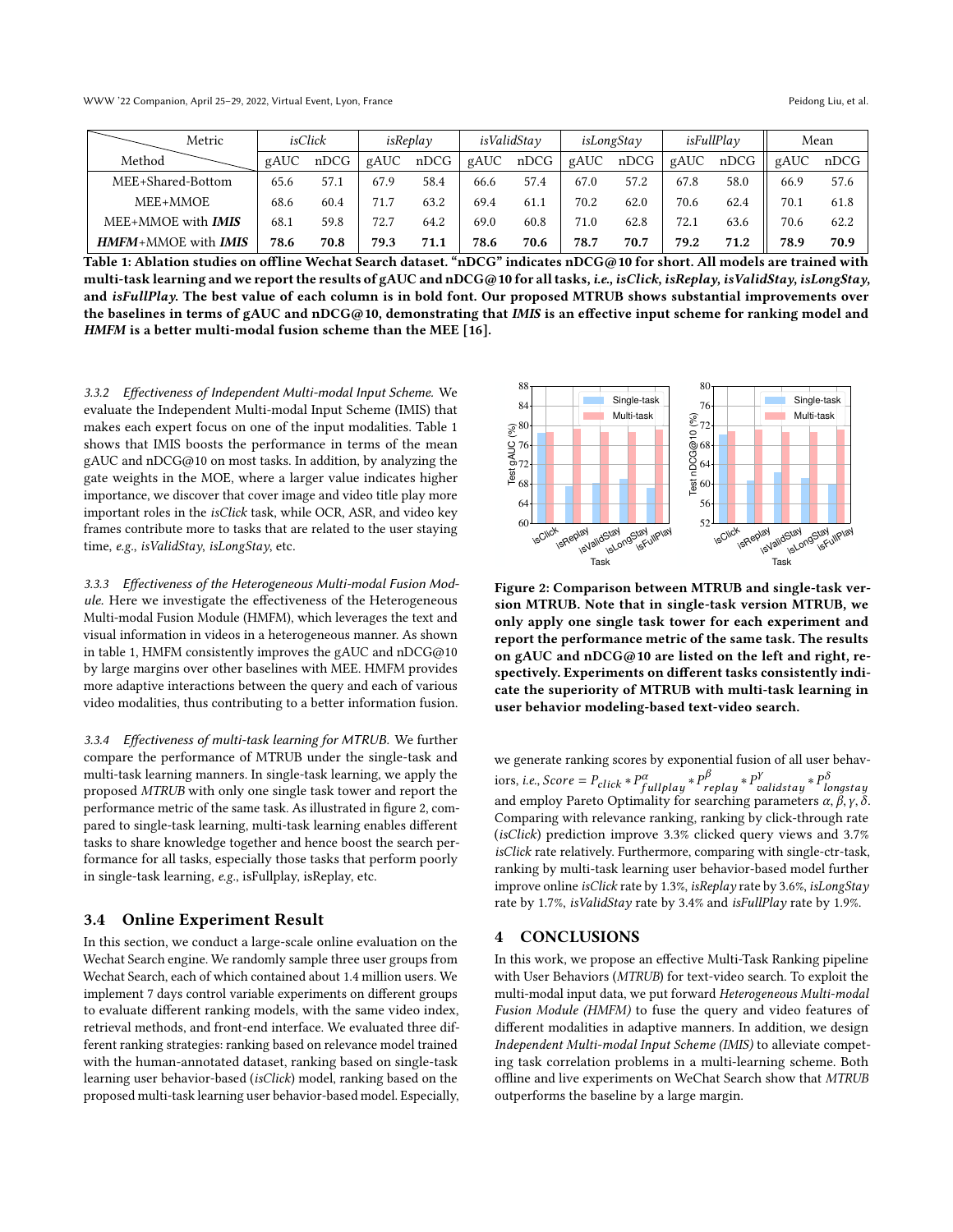| Method \ Metric | *isClick* | | *isReplay* | | *isValidStay* | | *isLongStay* | | *isFullPlay* | | Mean | |
|---|---|---|---|---|---|---|---|---|---|---|---|---|
| | gAUC | nDCG | gAUC | nDCG | gAUC | nDCG | gAUC | nDCG | gAUC | nDCG | gAUC | nDCG |
| MEE+Shared-Bottom | 65.6 | 57.1 | 67.9 | 58.4 | 66.6 | 57.4 | 67.0 | 57.2 | 67.8 | 58.0 | 66.9 | 57.6 |
| MEE+MMOE | 68.6 | 60.4 | 71.7 | 63.2 | 69.4 | 61.1 | 70.2 | 62.0 | 70.6 | 62.4 | 70.1 | 61.8 |
| MEE+MMOE with ***IMIS*** | 68.1 | 59.8 | 72.7 | 64.2 | 69.0 | 60.8 | 71.0 | 62.8 | 72.1 | 63.6 | 70.6 | 62.2 |
| ***HMFM***+MMOE with ***IMIS*** | **78.6** | **70.8** | **79.3** | **71.1** | **78.6** | **70.6** | **78.7** | **70.7** | **79.2** | **71.2** | **78.9** | **70.9** |

**Table 1: Ablation studies on offline Wechat Search dataset. "nDCG" indicates nDCG@10 for short. All models are trained with multi-task learning and we report the results of gAUC and nDCG@10 for all tasks, *i.e., isClick, isReplay, isValidStay, isLongStay,* and *isFullPlay*. The best value of each column is in bold font. Our proposed MTRUB shows substantial improvements over the baselines in terms of gAUC and nDCG@10, demonstrating that *IMIS* is an effective input scheme for ranking model and *HMFM* is a better multi-modal fusion scheme than the MEE [16].**

#### 3.3.2 *Effectiveness of Independent Multi-modal Input Scheme.*

We evaluate the Independent Multi-modal Input Scheme (IMIS) that makes each expert focus on one of the input modalities. Table 1 shows that IMIS boosts the performance in terms of the mean gAUC and nDCG@10 on most tasks. In addition, by analyzing the gate weights in the MOE, where a larger value indicates higher importance, we discover that cover image and video title play more important roles in the *isClick* task, while OCR, ASR, and video key frames contribute more to tasks that are related to the user staying time, *e.g.*, *isValidStay*, *isLongStay*, etc.

#### 3.3.3 *Effectiveness of the Heterogeneous Multi-modal Fusion Module.*

Here we investigate the effectiveness of the Heterogeneous Multi-modal Fusion Module (HMFM), which leverages the text and visual information in videos in a heterogeneous manner. As shown in table 1, HMFM consistently improves the gAUC and nDCG@10 by large margins over other baselines with MEE. HMFM provides more adaptive interactions between the query and each of various video modalities, thus contributing to a better information fusion.

#### 3.3.4 *Effectiveness of multi-task learning for MTRUB.*

We further compare the performance of MTRUB under the single-task and multi-task learning manners. In single-task learning, we apply the proposed *MTRUB* with only one single task tower and report the performance metric of the same task. As illustrated in figure 2, compared to single-task learning, multi-task learning enables different tasks to share knowledge together and hence boost the search performance for all tasks, especially those tasks that perform poorly in single-task learning, *e.g.*, isFullplay, isReplay, etc.

**Figure 2: Comparison between MTRUB and single-task version MTRUB. Note that in single-task version MTRUB, we only apply one single task tower for each experiment and report the performance metric of the same task. The results on gAUC and nDCG@10 are listed on the left and right, respectively. Experiments on different tasks consistently indicate the superiority of MTRUB with multi-task learning in user behavior modeling-based text-video search.**

### 3.4 Online Experiment Result

In this section, we conduct a large-scale online evaluation on the Wechat Search engine. We randomly sample three user groups from Wechat Search, each of which contained about 1.4 million users. We implement 7 days control variable experiments on different groups to evaluate different ranking models, with the same video index, retrieval methods, and front-end interface. We evaluated three different ranking strategies: ranking based on relevance model trained with the human-annotated dataset, ranking based on single-task learning user behavior-based (*isClick*) model, ranking based on the proposed multi-task learning user behavior-based model. Especially, we generate ranking scores by exponential fusion of all user behaviors, *i.e.*, $Score = P_{click} * P_{fullplay}^{\alpha} * P_{replay}^{\beta} * P_{validstay}^{\gamma} * P_{longstay}^{\delta}$ and employ Pareto Optimality for searching parameters $\alpha, \beta, \gamma, \delta$. Comparing with relevance ranking, ranking by click-through rate (*isClick*) prediction improve 3.3% clicked query views and 3.7% *isClick* rate relatively. Furthermore, comparing with single-ctr-task, ranking by multi-task learning user behavior-based model further improve online *isClick* rate by 1.3%, *isReplay* rate by 3.6%, *isLongStay* rate by 1.7%, *isValidStay* rate by 3.4% and *isFullPlay* rate by 1.9%.

## 4 CONCLUSIONS

In this work, we propose an effective Multi-Task Ranking pipeline with User Behaviors (*MTRUB*) for text-video search. To exploit the multi-modal input data, we put forward *Heterogeneous Multi-modal Fusion Module (HMFM)* to fuse the query and video features of different modalities in adaptive manners. In addition, we design *Independent Multi-modal Input Scheme (IMIS)* to alleviate competing task correlation problems in a multi-learning scheme. Both offline and live experiments on WeChat Search show that *MTRUB* outperforms the baseline by a large margin.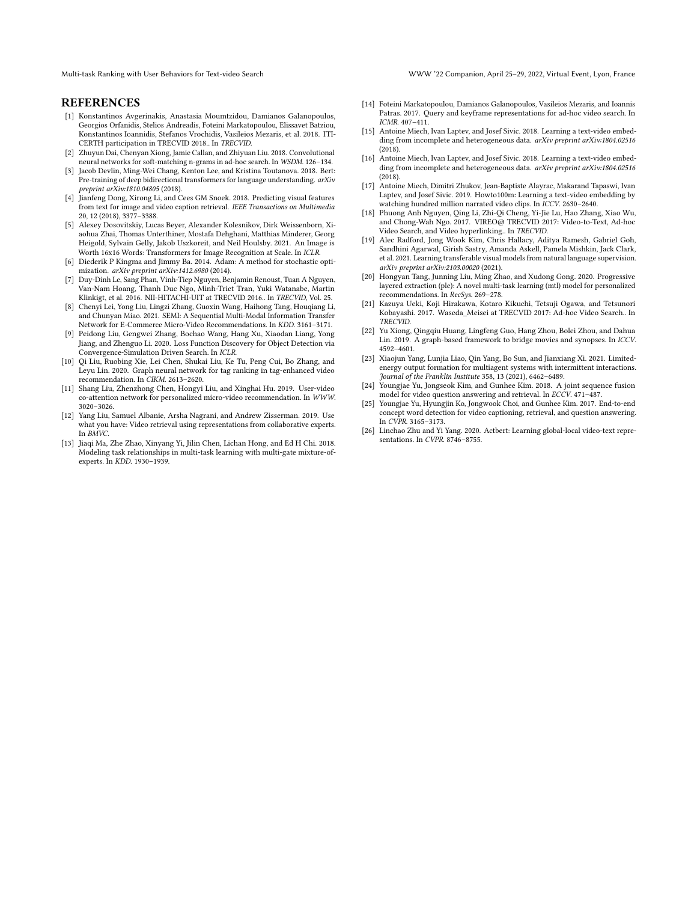## REFERENCES

[1] Konstantinos Avgerinakis, Anastasia Moumtzidou, Damianos Galanopoulos, Georgios Orfanidis, Stelios Andreadis, Foteini Markatopoulou, Elissavet Batziou, Konstantinos Ioannidis, Stefanos Vrochidis, Vasileios Mezaris, et al. 2018. ITI-CERTH participation in TRECVID 2018.. In *TRECVID*.

[2] Zhuyun Dai, Chenyan Xiong, Jamie Callan, and Zhiyuan Liu. 2018. Convolutional neural networks for soft-matching n-grams in ad-hoc search. In *WSDM*. 126–134.

[3] Jacob Devlin, Ming-Wei Chang, Kenton Lee, and Kristina Toutanova. 2018. Bert: Pre-training of deep bidirectional transformers for language understanding. *arXiv preprint arXiv:1810.04805* (2018).

[4] Jianfeng Dong, Xirong Li, and Cees GM Snoek. 2018. Predicting visual features from text for image and video caption retrieval. *IEEE Transactions on Multimedia* 20, 12 (2018), 3377–3388.

[5] Alexey Dosovitskiy, Lucas Beyer, Alexander Kolesnikov, Dirk Weissenborn, Xiaohua Zhai, Thomas Unterthiner, Mostafa Dehghani, Matthias Minderer, Georg Heigold, Sylvain Gelly, Jakob Uszkoreit, and Neil Houlsby. 2021. An Image is Worth 16x16 Words: Transformers for Image Recognition at Scale. In *ICLR*.

[6] Diederik P Kingma and Jimmy Ba. 2014. Adam: A method for stochastic optimization. *arXiv preprint arXiv:1412.6980* (2014).

[7] Duy-Dinh Le, Sang Phan, Vinh-Tiep Nguyen, Benjamin Renoust, Tuan A Nguyen, Van-Nam Hoang, Thanh Duc Ngo, Minh-Triet Tran, Yuki Watanabe, Martin Klinkigt, et al. 2016. NII-HITACHI-UIT at TRECVID 2016.. In *TRECVID*, Vol. 25.

[8] Chenyi Lei, Yong Liu, Lingzi Zhang, Guoxin Wang, Haihong Tang, Houqiang Li, and Chunyan Miao. 2021. SEMI: A Sequential Multi-Modal Information Transfer Network for E-Commerce Micro-Video Recommendations. In *KDD*. 3161–3171.

[9] Peidong Liu, Gengwei Zhang, Bochao Wang, Hang Xu, Xiaodan Liang, Yong Jiang, and Zhenguo Li. 2020. Loss Function Discovery for Object Detection via Convergence-Simulation Driven Search. In *ICLR*.

[10] Qi Liu, Ruobing Xie, Lei Chen, Shukai Liu, Ke Tu, Peng Cui, Bo Zhang, and Leyu Lin. 2020. Graph neural network for tag ranking in tag-enhanced video recommendation. In *CIKM*. 2613–2620.

[11] Shang Liu, Zhenzhong Chen, Hongyi Liu, and Xinghai Hu. 2019. User-video co-attention network for personalized micro-video recommendation. In *WWW*. 3020–3026.

[12] Yang Liu, Samuel Albanie, Arsha Nagrani, and Andrew Zisserman. 2019. Use what you have: Video retrieval using representations from collaborative experts. In *BMVC*.

[13] Jiaqi Ma, Zhe Zhao, Xinyang Yi, Jilin Chen, Lichan Hong, and Ed H Chi. 2018. Modeling task relationships in multi-task learning with multi-gate mixture-of-experts. In *KDD*. 1930–1939.

[14] Foteini Markatopoulou, Damianos Galanopoulos, Vasileios Mezaris, and Ioannis Patras. 2017. Query and keyframe representations for ad-hoc video search. In *ICMR*. 407–411.

[15] Antoine Miech, Ivan Laptev, and Josef Sivic. 2018. Learning a text-video embedding from incomplete and heterogeneous data. *arXiv preprint arXiv:1804.02516* (2018).

[16] Antoine Miech, Ivan Laptev, and Josef Sivic. 2018. Learning a text-video embedding from incomplete and heterogeneous data. *arXiv preprint arXiv:1804.02516* (2018).

[17] Antoine Miech, Dimitri Zhukov, Jean-Baptiste Alayrac, Makarand Tapaswi, Ivan Laptev, and Josef Sivic. 2019. Howto100m: Learning a text-video embedding by watching hundred million narrated video clips. In *ICCV*. 2630–2640.

[18] Phuong Anh Nguyen, Qing Li, Zhi-Qi Cheng, Yi-Jie Lu, Hao Zhang, Xiao Wu, and Chong-Wah Ngo. 2017. VIREO@ TRECVID 2017: Video-to-Text, Ad-hoc Video Search, and Video hyperlinking.. In *TRECVID*.

[19] Alec Radford, Jong Wook Kim, Chris Hallacy, Aditya Ramesh, Gabriel Goh, Sandhini Agarwal, Girish Sastry, Amanda Askell, Pamela Mishkin, Jack Clark, et al. 2021. Learning transferable visual models from natural language supervision. *arXiv preprint arXiv:2103.00020* (2021).

[20] Hongyan Tang, Junning Liu, Ming Zhao, and Xudong Gong. 2020. Progressive layered extraction (ple): A novel multi-task learning (mtl) model for personalized recommendations. In *RecSys*. 269–278.

[21] Kazuya Ueki, Koji Hirakawa, Kotaro Kikuchi, Tetsuji Ogawa, and Tetsunori Kobayashi. 2017. Waseda_Meisei at TRECVID 2017: Ad-hoc Video Search.. In *TRECVID*.

[22] Yu Xiong, Qingqiu Huang, Lingfeng Guo, Hang Zhou, Bolei Zhou, and Dahua Lin. 2019. A graph-based framework to bridge movies and synopses. In *ICCV*. 4592–4601.

[23] Xiaojun Yang, Lunjia Liao, Qin Yang, Bo Sun, and Jianxiang Xi. 2021. Limited-energy output formation for multiagent systems with intermittent interactions. *Journal of the Franklin Institute* 358, 13 (2021), 6462–6489.

[24] Youngjae Yu, Jongseok Kim, and Gunhee Kim. 2018. A joint sequence fusion model for video question answering and retrieval. In *ECCV*. 471–487.

[25] Youngjae Yu, Hyungjin Ko, Jongwook Choi, and Gunhee Kim. 2017. End-to-end concept word detection for video captioning, retrieval, and question answering. In *CVPR*. 3165–3173.

[26] Linchao Zhu and Yi Yang. 2020. Actbert: Learning global-local video-text representations. In *CVPR*. 8746–8755.